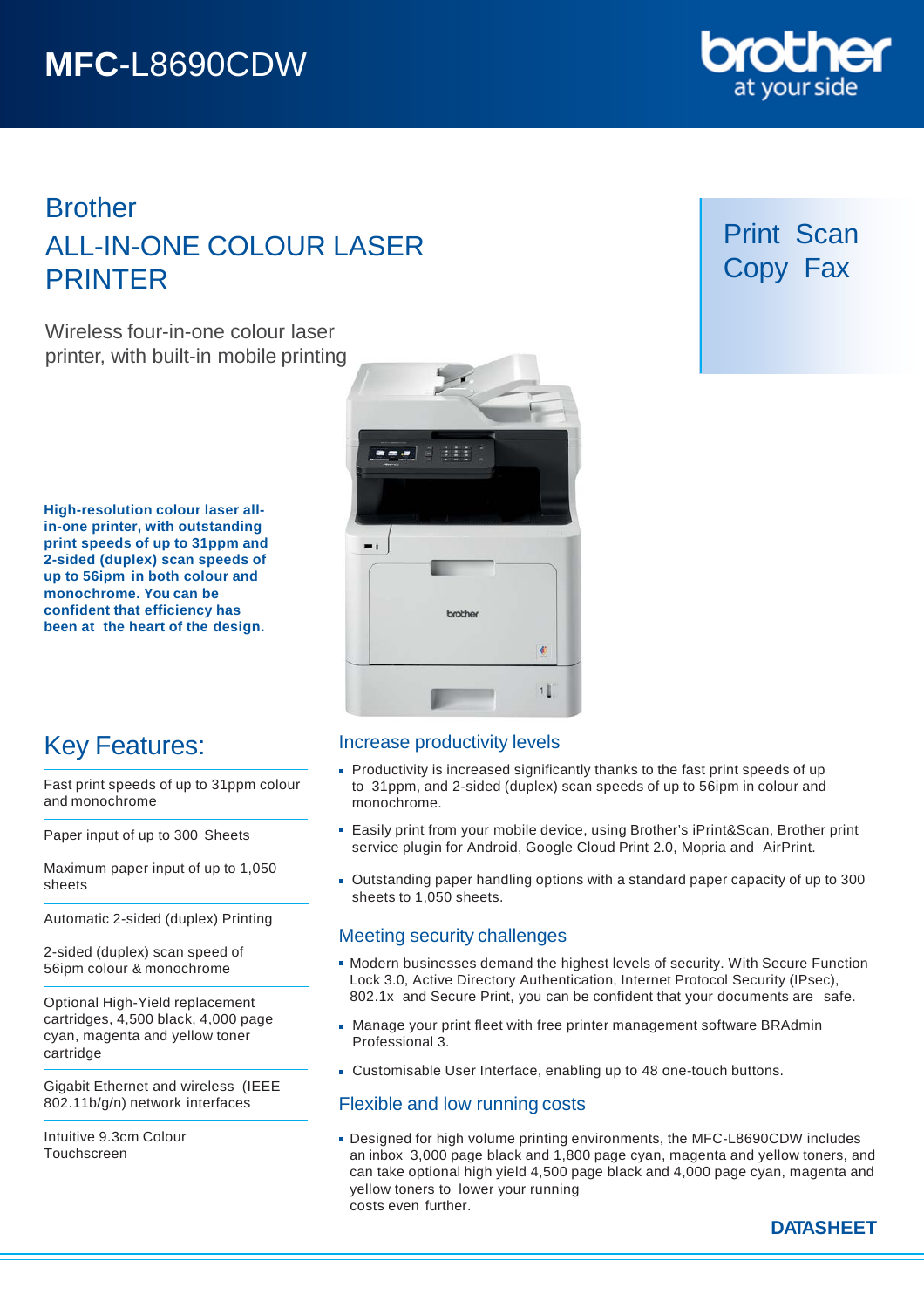# MFC-L8690CDW

## Brother
## ALL-IN-ONE COLOUR LASER PRINTER

Wireless four-in-one colour laser printer, with built-in mobile printing

Print Scan
Copy Fax

**High-resolution colour laser all-in-one printer, with outstanding print speeds of up to 31ppm and 2-sided (duplex) scan speeds of up to 56ipm in both colour and monochrome. You can be confident that efficiency has been at the heart of the design.**

## Key Features:

- Fast print speeds of up to 31ppm colour and monochrome
- Paper input of up to 300 Sheets
- Maximum paper input of up to 1,050 sheets
- Automatic 2-sided (duplex) Printing
- 2-sided (duplex) scan speed of 56ipm colour & monochrome
- Optional High-Yield replacement cartridges, 4,500 black, 4,000 page cyan, magenta and yellow toner cartridge
- Gigabit Ethernet and wireless (IEEE 802.11b/g/n) network interfaces
- Intuitive 9.3cm Colour Touchscreen

### Increase productivity levels

- Productivity is increased significantly thanks to the fast print speeds of up to 31ppm, and 2-sided (duplex) scan speeds of up to 56ipm in colour and monochrome.
- Easily print from your mobile device, using Brother's iPrint&Scan, Brother print service plugin for Android, Google Cloud Print 2.0, Mopria and AirPrint.
- Outstanding paper handling options with a standard paper capacity of up to 300 sheets to 1,050 sheets.

### Meeting security challenges

- Modern businesses demand the highest levels of security. With Secure Function Lock 3.0, Active Directory Authentication, Internet Protocol Security (IPsec), 802.1x and Secure Print, you can be confident that your documents are safe.
- Manage your print fleet with free printer management software BRAdmin Professional 3.
- Customisable User Interface, enabling up to 48 one-touch buttons.

### Flexible and low running costs

- Designed for high volume printing environments, the MFC-L8690CDW includes an inbox 3,000 page black and 1,800 page cyan, magenta and yellow toners, and can take optional high yield 4,500 page black and 4,000 page cyan, magenta and yellow toners to lower your running costs even further.

**DATASHEET**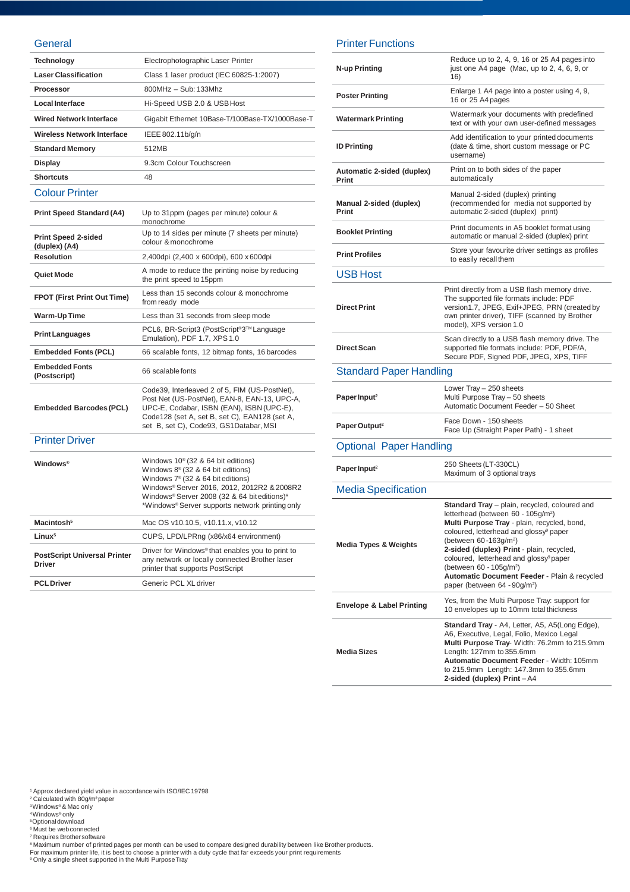## General

| | |
|---|---|
| **Technology** | Electrophotographic Laser Printer |
| **Laser Classification** | Class 1 laser product (IEC 60825-1:2007) |
| **Processor** | 800MHz – Sub: 133Mhz |
| **Local Interface** | Hi-Speed USB 2.0 & USB Host |
| **Wired Network Interface** | Gigabit Ethernet 10Base-T/100Base-TX/1000Base-T |
| **Wireless Network Interface** | IEEE 802.11b/g/n |
| **Standard Memory** | 512MB |
| **Display** | 9.3cm Colour Touchscreen |
| **Shortcuts** | 48 |

## Colour Printer

| | |
|---|---|
| **Print Speed Standard (A4)** | Up to 31ppm (pages per minute) colour & monochrome |
| **Print Speed 2-sided (duplex) (A4)** | Up to 14 sides per minute (7 sheets per minute) colour & monochrome |
| **Resolution** | 2,400dpi (2,400 x 600dpi), 600 x 600dpi |
| **Quiet Mode** | A mode to reduce the printing noise by reducing the print speed to 15ppm |
| **FPOT (First Print Out Time)** | Less than 15 seconds colour & monochrome from ready mode |
| **Warm-Up Time** | Less than 31 seconds from sleep mode |
| **Print Languages** | PCL6, BR-Script3 (PostScript®3™ Language Emulation), PDF 1.7, XPS 1.0 |
| **Embedded Fonts (PCL)** | 66 scalable fonts, 12 bitmap fonts, 16 barcodes |
| **Embedded Fonts (Postscript)** | 66 scalable fonts |
| **Embedded Barcodes (PCL)** | Code39, Interleaved 2 of 5, FIM (US-PostNet), Post Net (US-PostNet), EAN-8, EAN-13, UPC-A, UPC-E, Codabar, ISBN (EAN), ISBN (UPC-E), Code128 (set A, set B, set C), EAN128 (set A, set B, set C), Code93, GS1Databar, MSI |

## Printer Driver

| | |
|---|---|
| **Windows®** | Windows 10® (32 & 64 bit editions)<br>Windows 8® (32 & 64 bit editions)<br>Windows 7® (32 & 64 bit editions)<br>Windows® Server 2016, 2012, 2012R2 & 2008R2<br>Windows® Server 2008 (32 & 64 bit editions)*<br>*Windows® Server supports network printing only |
| **Macintosh[5]** | Mac OS v10.10.5, v10.11.x, v10.12 |
| **Linux[5]** | CUPS, LPD/LPRng (x86/x64 environment) |
| **PostScript Universal Printer Driver** | Driver for Windows® that enables you to print to any network or locally connected Brother laser printer that supports PostScript |
| **PCL Driver** | Generic PCL XL driver |

## Printer Functions

| | |
|---|---|
| **N-up Printing** | Reduce up to 2, 4, 9, 16 or 25 A4 pages into just one A4 page (Mac, up to 2, 4, 6, 9, or 16) |
| **Poster Printing** | Enlarge 1 A4 page into a poster using 4, 9, 16 or 25 A4 pages |
| **Watermark Printing** | Watermark your documents with predefined text or with your own user-defined messages |
| **ID Printing** | Add identification to your printed documents (date & time, short custom message or PC username) |
| **Automatic 2-sided (duplex) Print** | Print on to both sides of the paper automatically |
| **Manual 2-sided (duplex) Print** | Manual 2-sided (duplex) printing (recommended for media not supported by automatic 2-sided (duplex) print) |
| **Booklet Printing** | Print documents in A5 booklet format using automatic or manual 2-sided (duplex) print |
| **Print Profiles** | Store your favourite driver settings as profiles to easily recall them |

## USB Host

| | |
|---|---|
| **Direct Print** | Print directly from a USB flash memory drive. The supported file formats include: PDF version1.7, JPEG, Exif+JPEG, PRN (created by own printer driver), TIFF (scanned by Brother model), XPS version 1.0 |
| **Direct Scan** | Scan directly to a USB flash memory drive. The supported file formats include: PDF, PDF/A, Secure PDF, Signed PDF, JPEG, XPS, TIFF |

## Standard Paper Handling

| | |
|---|---|
| **Paper Input[2]** | Lower Tray – 250 sheets<br>Multi Purpose Tray – 50 sheets<br>Automatic Document Feeder – 50 Sheet |
| **Paper Output[2]** | Face Down - 150 sheets<br>Face Up (Straight Paper Path) - 1 sheet |

## Optional Paper Handling

| | |
|---|---|
| **Paper Input[2]** | 250 Sheets (LT-330CL)<br>Maximum of 3 optional trays |

## Media Specification

| | |
|---|---|
| **Media Types & Weights** | **Standard Tray** – plain, recycled, coloured and letterhead (between 60 - 105g/m²)<br>**Multi Purpose Tray** - plain, recycled, bond, coloured, letterhead and glossy[9] paper (between 60 -163g/m²)<br>**2-sided (duplex) Print** - plain, recycled, coloured, letterhead and glossy[9] paper (between 60 - 105g/m²)<br>**Automatic Document Feeder** - Plain & recycled paper (between 64 - 90g/m²) |
| **Envelope & Label Printing** | Yes, from the Multi Purpose Tray: support for 10 envelopes up to 10mm total thickness |
| **Media Sizes** | **Standard Tray** - A4, Letter, A5, A5(Long Edge), A6, Executive, Legal, Folio, Mexico Legal<br>**Multi Purpose Tray**- Width: 76.2mm to 215.9mm Length: 127mm to 355.6mm<br>**Automatic Document Feeder** - Width: 105mm to 215.9mm Length: 147.3mm to 355.6mm<br>**2-sided (duplex) Print** – A4 |

[1] Approx declared yield value in accordance with ISO/IEC 19798
[2] Calculated with 80g/m² paper
[3] Windows® & Mac only
[4] Windows® only
[5] Optional download
[6] Must be web connected
[7] Requires Brother software
[8] Maximum number of printed pages per month can be used to compare designed durability between like Brother products. For maximum printer life, it is best to choose a printer with a duty cycle that far exceeds your print requirements
[9] Only a single sheet supported in the Multi Purpose Tray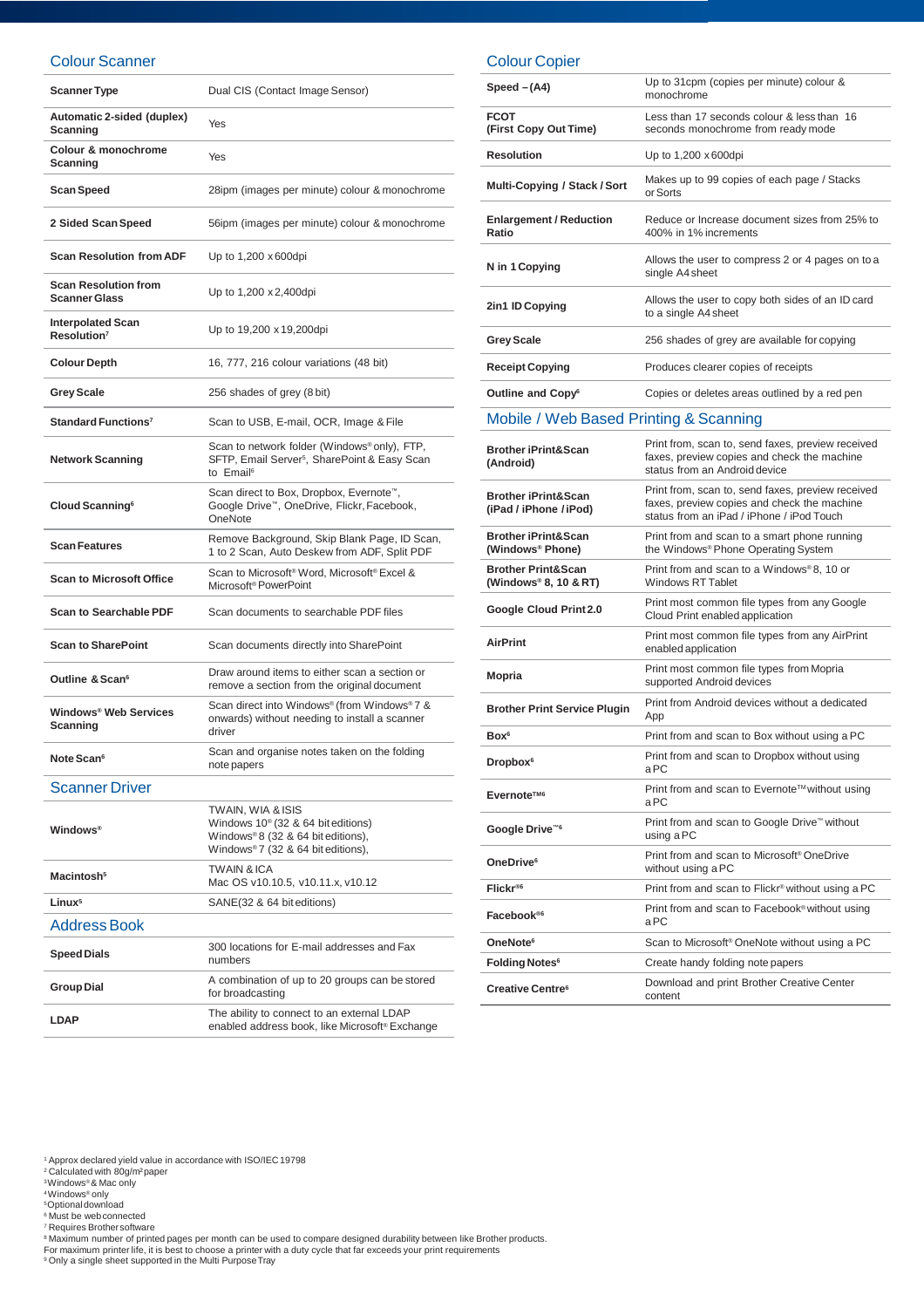## Colour Scanner

| | |
|---|---|
| **Scanner Type** | Dual CIS (Contact Image Sensor) |
| **Automatic 2-sided (duplex) Scanning** | Yes |
| **Colour & monochrome Scanning** | Yes |
| **Scan Speed** | 28ipm (images per minute) colour & monochrome |
| **2 Sided Scan Speed** | 56ipm (images per minute) colour & monochrome |
| **Scan Resolution from ADF** | Up to 1,200 x 600dpi |
| **Scan Resolution from Scanner Glass** | Up to 1,200 x 2,400dpi |
| **Interpolated Scan Resolution**[7] | Up to 19,200 x 19,200dpi |
| **Colour Depth** | 16, 777, 216 colour variations (48 bit) |
| **Grey Scale** | 256 shades of grey (8 bit) |
| **Standard Functions**[7] | Scan to USB, E-mail, OCR, Image & File |
| **Network Scanning** | Scan to network folder (Windows® only), FTP, SFTP, Email Server[5], SharePoint & Easy Scan to Email[6] |
| **Cloud Scanning**[6] | Scan direct to Box, Dropbox, Evernote™, Google Drive™, OneDrive, Flickr, Facebook, OneNote |
| **Scan Features** | Remove Background, Skip Blank Page, ID Scan, 1 to 2 Scan, Auto Deskew from ADF, Split PDF |
| **Scan to Microsoft Office** | Scan to Microsoft® Word, Microsoft® Excel & Microsoft® PowerPoint |
| **Scan to Searchable PDF** | Scan documents to searchable PDF files |
| **Scan to SharePoint** | Scan documents directly into SharePoint |
| **Outline & Scan**[6] | Draw around items to either scan a section or remove a section from the original document |
| **Windows® Web Services Scanning** | Scan direct into Windows® (from Windows® 7 & onwards) without needing to install a scanner driver |
| **Note Scan**[6] | Scan and organise notes taken on the folding note papers |

## Scanner Driver

| | |
|---|---|
| **Windows®** | TWAIN, WIA & ISIS<br>Windows 10® (32 & 64 bit editions)<br>Windows® 8 (32 & 64 bit editions),<br>Windows® 7 (32 & 64 bit editions), |
| **Macintosh**[5] | TWAIN & ICA<br>Mac OS v10.10.5, v10.11.x, v10.12 |
| **Linux**[5] | SANE(32 & 64 bit editions) |

## Address Book

| | |
|---|---|
| **Speed Dials** | 300 locations for E-mail addresses and Fax numbers |
| **Group Dial** | A combination of up to 20 groups can be stored for broadcasting |
| **LDAP** | The ability to connect to an external LDAP enabled address book, like Microsoft® Exchange |

## Colour Copier

| | |
|---|---|
| **Speed – (A4)** | Up to 31cpm (copies per minute) colour & monochrome |
| **FCOT (First Copy Out Time)** | Less than 17 seconds colour & less than 16 seconds monochrome from ready mode |
| **Resolution** | Up to 1,200 x 600dpi |
| **Multi-Copying / Stack / Sort** | Makes up to 99 copies of each page / Stacks or Sorts |
| **Enlargement / Reduction Ratio** | Reduce or Increase document sizes from 25% to 400% in 1% increments |
| **N in 1 Copying** | Allows the user to compress 2 or 4 pages on to a single A4 sheet |
| **2in1 ID Copying** | Allows the user to copy both sides of an ID card to a single A4 sheet |
| **Grey Scale** | 256 shades of grey are available for copying |
| **Receipt Copying** | Produces clearer copies of receipts |
| **Outline and Copy**[6] | Copies or deletes areas outlined by a red pen |

## Mobile / Web Based Printing & Scanning

| | |
|---|---|
| **Brother iPrint&Scan (Android)** | Print from, scan to, send faxes, preview received faxes, preview copies and check the machine status from an Android device |
| **Brother iPrint&Scan (iPad / iPhone / iPod)** | Print from, scan to, send faxes, preview received faxes, preview copies and check the machine status from an iPad / iPhone / iPod Touch |
| **Brother iPrint&Scan (Windows® Phone)** | Print from and scan to a smart phone running the Windows® Phone Operating System |
| **Brother Print&Scan (Windows® 8, 10 & RT)** | Print from and scan to a Windows® 8, 10 or Windows RT Tablet |
| **Google Cloud Print 2.0** | Print most common file types from any Google Cloud Print enabled application |
| **AirPrint** | Print most common file types from any AirPrint enabled application |
| **Mopria** | Print most common file types from Mopria supported Android devices |
| **Brother Print Service Plugin** | Print from Android devices without a dedicated App |
| **Box**[6] | Print from and scan to Box without using a PC |
| **Dropbox**[6] | Print from and scan to Dropbox without using a PC |
| **Evernote™**[6] | Print from and scan to Evernote™ without using a PC |
| **Google Drive™**[6] | Print from and scan to Google Drive™ without using a PC |
| **OneDrive**[6] | Print from and scan to Microsoft® OneDrive without using a PC |
| **Flickr®**[6] | Print from and scan to Flickr® without using a PC |
| **Facebook®**[6] | Print from and scan to Facebook® without using a PC |
| **OneNote**[6] | Scan to Microsoft® OneNote without using a PC |
| **Folding Notes**[6] | Create handy folding note papers |
| **Creative Centre**[6] | Download and print Brother Creative Center content |

[1] Approx declared yield value in accordance with ISO/IEC 19798
[2] Calculated with 80g/m² paper
[3] Windows® & Mac only
[4] Windows® only
[5] Optional download
[6] Must be web connected
[7] Requires Brother software
[8] Maximum number of printed pages per month can be used to compare designed durability between like Brother products. For maximum printer life, it is best to choose a printer with a duty cycle that far exceeds your print requirements
[9] Only a single sheet supported in the Multi Purpose Tray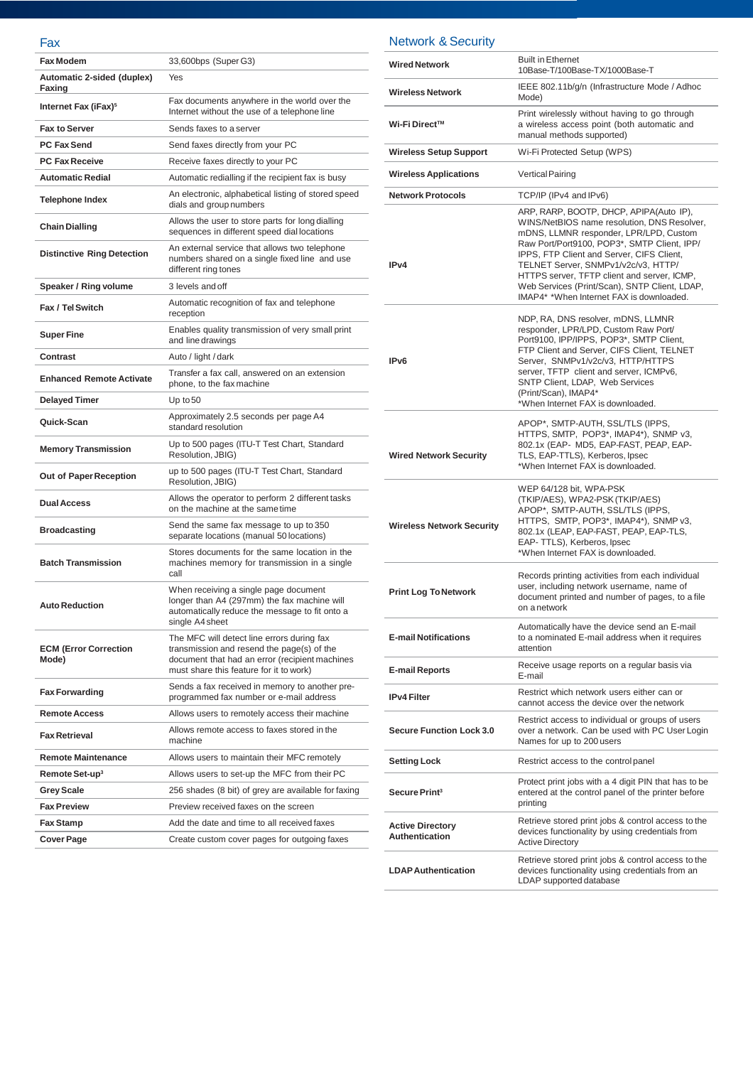## Fax

| | |
|---|---|
| **Fax Modem** | 33,600bps (Super G3) |
| **Automatic 2-sided (duplex) Faxing** | Yes |
| **Internet Fax (iFax)**[5] | Fax documents anywhere in the world over the Internet without the use of a telephone line |
| **Fax to Server** | Sends faxes to a server |
| **PC Fax Send** | Send faxes directly from your PC |
| **PC Fax Receive** | Receive faxes directly to your PC |
| **Automatic Redial** | Automatic redialling if the recipient fax is busy |
| **Telephone Index** | An electronic, alphabetical listing of stored speed dials and group numbers |
| **Chain Dialling** | Allows the user to store parts for long dialling sequences in different speed dial locations |
| **Distinctive Ring Detection** | An external service that allows two telephone numbers shared on a single fixed line and use different ring tones |
| **Speaker / Ring volume** | 3 levels and off |
| **Fax / Tel Switch** | Automatic recognition of fax and telephone reception |
| **Super Fine** | Enables quality transmission of very small print and line drawings |
| **Contrast** | Auto / light / dark |
| **Enhanced Remote Activate** | Transfer a fax call, answered on an extension phone, to the fax machine |
| **Delayed Timer** | Up to 50 |
| **Quick-Scan** | Approximately 2.5 seconds per page A4 standard resolution |
| **Memory Transmission** | Up to 500 pages (ITU-T Test Chart, Standard Resolution, JBIG) |
| **Out of Paper Reception** | up to 500 pages (ITU-T Test Chart, Standard Resolution, JBIG) |
| **Dual Access** | Allows the operator to perform 2 different tasks on the machine at the same time |
| **Broadcasting** | Send the same fax message to up to 350 separate locations (manual 50 locations) |
| **Batch Transmission** | Stores documents for the same location in the machines memory for transmission in a single call |
| **Auto Reduction** | When receiving a single page document longer than A4 (297mm) the fax machine will automatically reduce the message to fit onto a single A4 sheet |
| **ECM (Error Correction Mode)** | The MFC will detect line errors during fax transmission and resend the page(s) of the document that had an error (recipient machines must share this feature for it to work) |
| **Fax Forwarding** | Sends a fax received in memory to another pre-programmed fax number or e-mail address |
| **Remote Access** | Allows users to remotely access their machine |
| **Fax Retrieval** | Allows remote access to faxes stored in the machine |
| **Remote Maintenance** | Allows users to maintain their MFC remotely |
| **Remote Set-up**[3] | Allows users to set-up the MFC from their PC |
| **Grey Scale** | 256 shades (8 bit) of grey are available for faxing |
| **Fax Preview** | Preview received faxes on the screen |
| **Fax Stamp** | Add the date and time to all received faxes |
| **Cover Page** | Create custom cover pages for outgoing faxes |

## Network & Security

| | |
|---|---|
| **Wired Network** | Built in Ethernet 10Base-T/100Base-TX/1000Base-T |
| **Wireless Network** | IEEE 802.11b/g/n (Infrastructure Mode / Adhoc Mode) |
| **Wi-Fi Direct™** | Print wirelessly without having to go through a wireless access point (both automatic and manual methods supported) |
| **Wireless Setup Support** | Wi-Fi Protected Setup (WPS) |
| **Wireless Applications** | Vertical Pairing |
| **Network Protocols** | TCP/IP (IPv4 and IPv6) |
| **IPv4** | ARP, RARP, BOOTP, DHCP, APIPA(Auto IP), WINS/NetBIOS name resolution, DNS Resolver, mDNS, LLMNR responder, LPR/LPD, Custom Raw Port/Port9100, POP3*, SMTP Client, IPP/IPPS, FTP Client and Server, CIFS Client, TELNET Server, SNMPv1/v2c/v3, HTTP/HTTPS server, TFTP client and server, ICMP, Web Services (Print/Scan), SNTP Client, LDAP, IMAP4* *When Internet FAX is downloaded. |
| **IPv6** | NDP, RA, DNS resolver, mDNS, LLMNR responder, LPR/LPD, Custom Raw Port/Port9100, IPP/IPPS, POP3*, SMTP Client, FTP Client and Server, CIFS Client, TELNET Server, SNMPv1/v2c/v3, HTTP/HTTPS server, TFTP client and server, ICMPv6, SNTP Client, LDAP, Web Services (Print/Scan), IMAP4* *When Internet FAX is downloaded. |
| **Wired Network Security** | APOP*, SMTP-AUTH, SSL/TLS (IPPS, HTTPS, SMTP, POP3*, IMAP4*), SNMP v3, 802.1x (EAP- MD5, EAP-FAST, PEAP, EAP-TLS, EAP-TTLS), Kerberos, Ipsec *When Internet FAX is downloaded. |
| **Wireless Network Security** | WEP 64/128 bit, WPA-PSK (TKIP/AES), WPA2-PSK (TKIP/AES) APOP*, SMTP-AUTH, SSL/TLS (IPPS, HTTPS, SMTP, POP3*, IMAP4*), SNMP v3, 802.1x (LEAP, EAP-FAST, PEAP, EAP-TLS, EAP- TTLS), Kerberos, Ipsec *When Internet FAX is downloaded. |
| **Print Log To Network** | Records printing activities from each individual user, including network username, name of document printed and number of pages, to a file on a network |
| **E-mail Notifications** | Automatically have the device send an E-mail to a nominated E-mail address when it requires attention |
| **E-mail Reports** | Receive usage reports on a regular basis via E-mail |
| **IPv4 Filter** | Restrict which network users either can or cannot access the device over the network |
| **Secure Function Lock 3.0** | Restrict access to individual or groups of users over a network. Can be used with PC User Login Names for up to 200 users |
| **Setting Lock** | Restrict access to the control panel |
| **Secure Print**[3] | Protect print jobs with a 4 digit PIN that has to be entered at the control panel of the printer before printing |
| **Active Directory Authentication** | Retrieve stored print jobs & control access to the devices functionality by using credentials from Active Directory |
| **LDAP Authentication** | Retrieve stored print jobs & control access to the devices functionality using credentials from an LDAP supported database |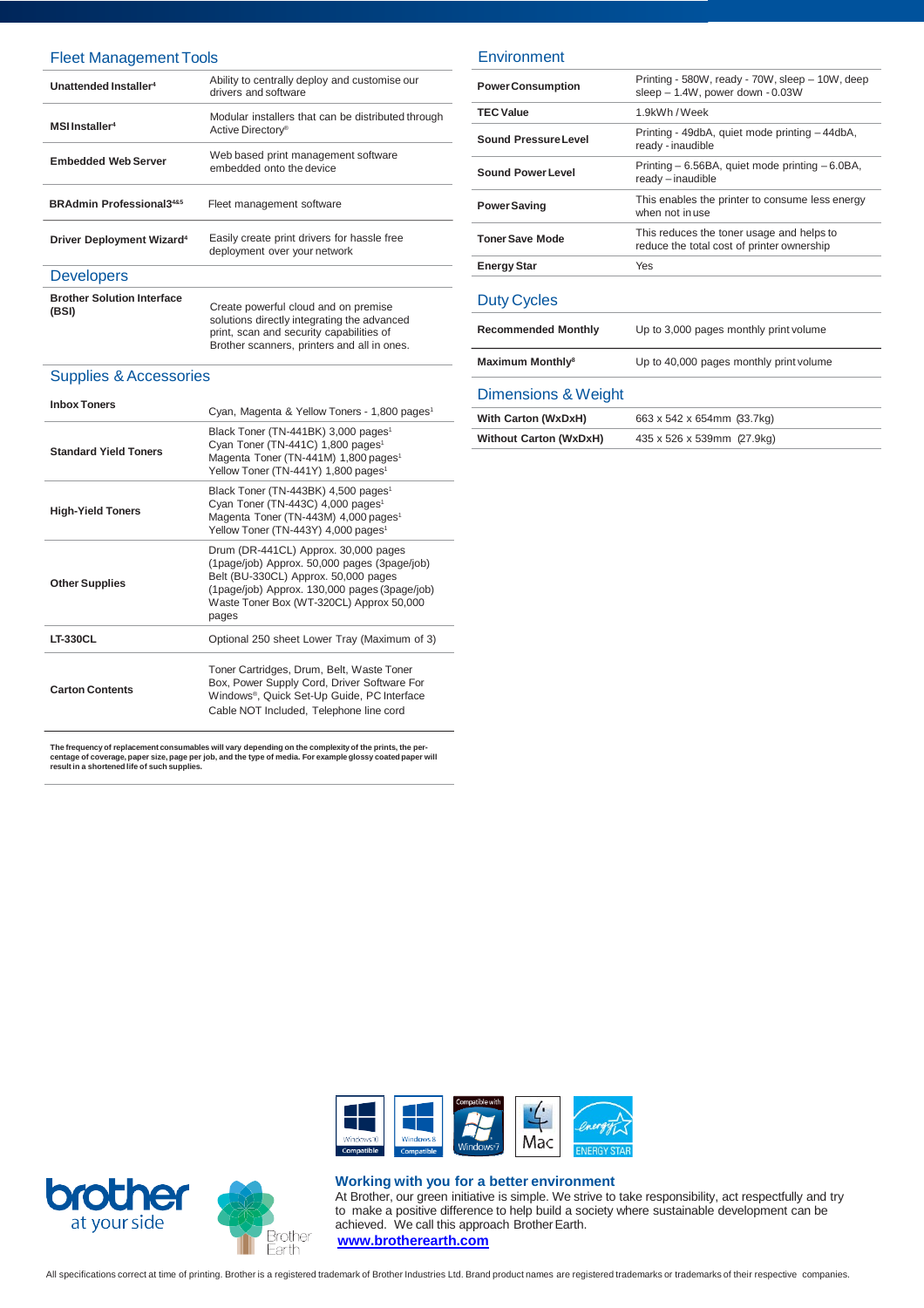## Fleet Management Tools

| | |
|---|---|
| **Unattended Installer**[4] | Ability to centrally deploy and customise our drivers and software |
| **MSI Installer**[4] | Modular installers that can be distributed through Active Directory® |
| **Embedded Web Server** | Web based print management software embedded onto the device |
| **BRAdmin Professional3**[4&5] | Fleet management software |
| **Driver Deployment Wizard**[4] | Easily create print drivers for hassle free deployment over your network |

## Developers

| | |
|---|---|
| **Brother Solution Interface (BSI)** | Create powerful cloud and on premise solutions directly integrating the advanced print, scan and security capabilities of Brother scanners, printers and all in ones. |

## Supplies & Accessories

| | |
|---|---|
| **Inbox Toners** | Cyan, Magenta & Yellow Toners - 1,800 pages[1] |
| **Standard Yield Toners** | Black Toner (TN-441BK) 3,000 pages[1]<br>Cyan Toner (TN-441C) 1,800 pages[1]<br>Magenta Toner (TN-441M) 1,800 pages[1]<br>Yellow Toner (TN-441Y) 1,800 pages[1] |
| **High-Yield Toners** | Black Toner (TN-443BK) 4,500 pages[1]<br>Cyan Toner (TN-443C) 4,000 pages[1]<br>Magenta Toner (TN-443M) 4,000 pages[1]<br>Yellow Toner (TN-443Y) 4,000 pages[1] |
| **Other Supplies** | Drum (DR-441CL) Approx. 30,000 pages (1page/job) Approx. 50,000 pages (3page/job)<br>Belt (BU-330CL) Approx. 50,000 pages (1page/job) Approx. 130,000 pages (3page/job)<br>Waste Toner Box (WT-320CL) Approx 50,000 pages |
| **LT-330CL** | Optional 250 sheet Lower Tray (Maximum of 3) |
| **Carton Contents** | Toner Cartridges, Drum, Belt, Waste Toner Box, Power Supply Cord, Driver Software For Windows®, Quick Set-Up Guide, PC Interface Cable NOT Included, Telephone line cord |

**The frequency of replacement consumables will vary depending on the complexity of the prints, the percentage of coverage, paper size, page per job, and the type of media. For example glossy coated paper will result in a shortened life of such supplies.**

## Environment

| | |
|---|---|
| **Power Consumption** | Printing - 580W, ready - 70W, sleep – 10W, deep sleep – 1.4W, power down - 0.03W |
| **TEC Value** | 1.9kWh / Week |
| **Sound Pressure Level** | Printing - 49dbA, quiet mode printing – 44dbA, ready - inaudible |
| **Sound Power Level** | Printing – 6.56BA, quiet mode printing – 6.0BA, ready – inaudible |
| **Power Saving** | This enables the printer to consume less energy when not in use |
| **Toner Save Mode** | This reduces the toner usage and helps to reduce the total cost of printer ownership |
| **Energy Star** | Yes |

## Duty Cycles

| | |
|---|---|
| **Recommended Monthly** | Up to 3,000 pages monthly print volume |
| **Maximum Monthly**[8] | Up to 40,000 pages monthly print volume |

## Dimensions & Weight

| | |
|---|---|
| **With Carton (WxDxH)** | 663 x 542 x 654mm (33.7kg) |
| **Without Carton (WxDxH)** | 435 x 526 x 539mm (27.9kg) |

Windows 10 Compatible | Windows 8 Compatible | Compatible with Windows 7 | Mac | ENERGY STAR

brother at your side

Brother Earth

### Working with you for a better environment

At Brother, our green initiative is simple. We strive to take responsibility, act respectfully and try to make a positive difference to help build a society where sustainable development can be achieved. We call this approach Brother Earth.

**www.brotherearth.com**

All specifications correct at time of printing. Brother is a registered trademark of Brother Industries Ltd. Brand product names are registered trademarks or trademarks of their respective companies.